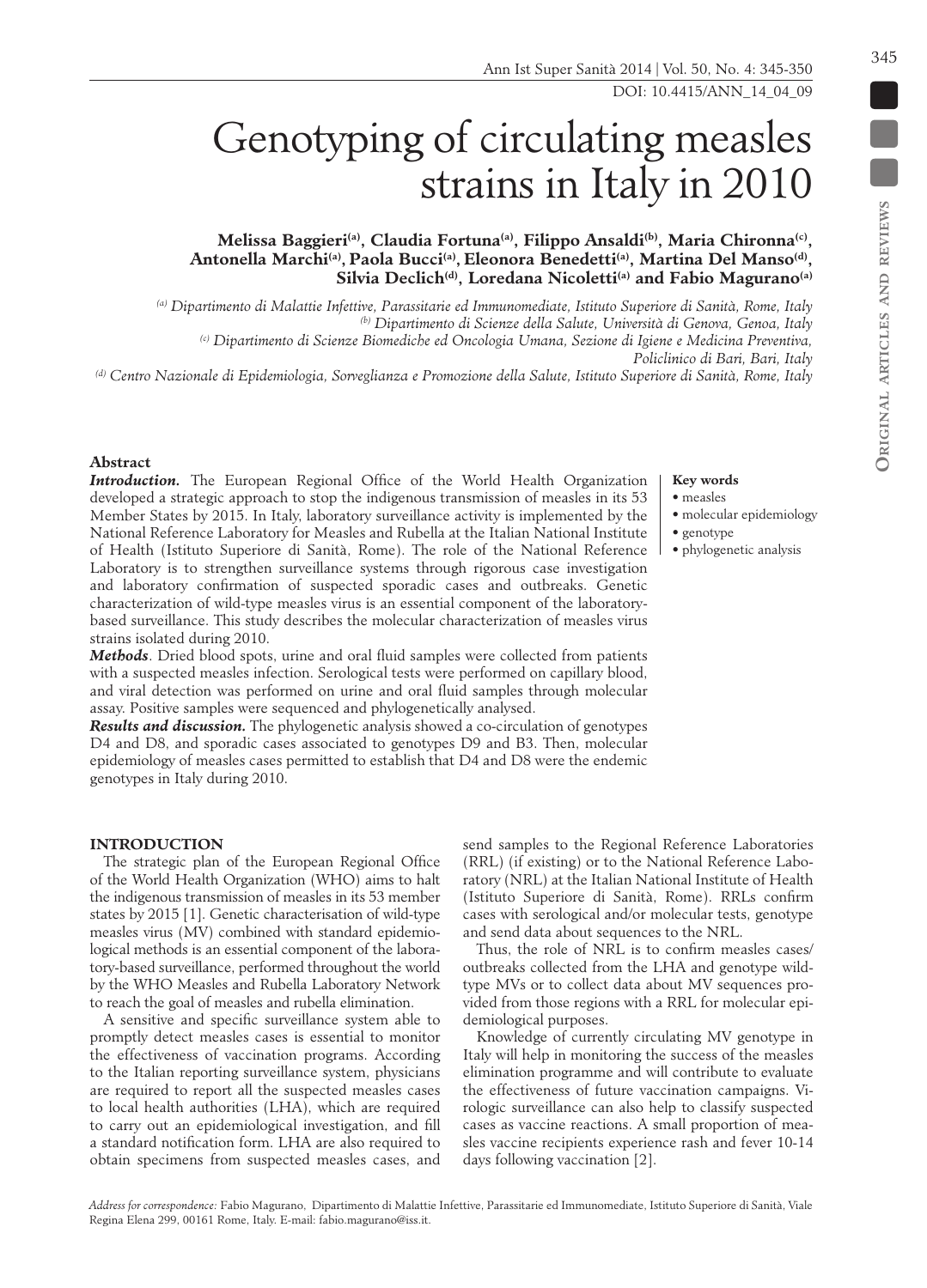# Genotyping of circulating measles strains in Italy in 2010

**Melissa Baggieri[(a)], Claudia Fortuna[(a)], Filippo Ansaldi[(b)], Maria Chironna[(c)], Antonella Marchi[(a)], Paola Bucci[(a)], Eleonora Benedetti[(a)], Martina Del Manso[(d)], Silvia Declich[(d)], Loredana Nicoletti[(a)] and Fabio Magurano[(a)]**

*[(a)] Dipartimento di Malattie Infettive, Parassitarie ed Immunomediate, Istituto Superiore di Sanità, Rome, Italy*
*[(b)] Dipartimento di Scienze della Salute, Università di Genova, Genoa, Italy*
*[(c)] Dipartimento di Scienze Biomediche ed Oncologia Umana, Sezione di Igiene e Medicina Preventiva, Policlinico di Bari, Bari, Italy*
*[(d)] Centro Nazionale di Epidemiologia, Sorveglianza e Promozione della Salute, Istituto Superiore di Sanità, Rome, Italy*

### Abstract

***Introduction.*** The European Regional Office of the World Health Organization developed a strategic approach to stop the indigenous transmission of measles in its 53 Member States by 2015. In Italy, laboratory surveillance activity is implemented by the National Reference Laboratory for Measles and Rubella at the Italian National Institute of Health (Istituto Superiore di Sanità, Rome). The role of the National Reference Laboratory is to strengthen surveillance systems through rigorous case investigation and laboratory confirmation of suspected sporadic cases and outbreaks. Genetic characterization of wild-type measles virus is an essential component of the laboratory-based surveillance. This study describes the molecular characterization of measles virus strains isolated during 2010.

***Methods*.** Dried blood spots, urine and oral fluid samples were collected from patients with a suspected measles infection. Serological tests were performed on capillary blood, and viral detection was performed on urine and oral fluid samples through molecular assay. Positive samples were sequenced and phylogenetically analysed.

***Results and discussion.*** The phylogenetic analysis showed a co-circulation of genotypes D4 and D8, and sporadic cases associated to genotypes D9 and B3. Then, molecular epidemiology of measles cases permitted to establish that D4 and D8 were the endemic genotypes in Italy during 2010.

**Key words**
- measles
- molecular epidemiology
- genotype
- phylogenetic analysis

## INTRODUCTION

The strategic plan of the European Regional Office of the World Health Organization (WHO) aims to halt the indigenous transmission of measles in its 53 member states by 2015 [1]. Genetic characterisation of wild-type measles virus (MV) combined with standard epidemiological methods is an essential component of the laboratory-based surveillance, performed throughout the world by the WHO Measles and Rubella Laboratory Network to reach the goal of measles and rubella elimination.

A sensitive and specific surveillance system able to promptly detect measles cases is essential to monitor the effectiveness of vaccination programs. According to the Italian reporting surveillance system, physicians are required to report all the suspected measles cases to local health authorities (LHA), which are required to carry out an epidemiological investigation, and fill a standard notification form. LHA are also required to obtain specimens from suspected measles cases, and send samples to the Regional Reference Laboratories (RRL) (if existing) or to the National Reference Laboratory (NRL) at the Italian National Institute of Health (Istituto Superiore di Sanità, Rome). RRLs confirm cases with serological and/or molecular tests, genotype and send data about sequences to the NRL.

Thus, the role of NRL is to confirm measles cases/outbreaks collected from the LHA and genotype wild-type MVs or to collect data about MV sequences provided from those regions with a RRL for molecular epidemiological purposes.

Knowledge of currently circulating MV genotype in Italy will help in monitoring the success of the measles elimination programme and will contribute to evaluate the effectiveness of future vaccination campaigns. Virologic surveillance can also help to classify suspected cases as vaccine reactions. A small proportion of measles vaccine recipients experience rash and fever 10-14 days following vaccination [2].

*Address for correspondence:* Fabio Magurano, Dipartimento di Malattie Infettive, Parassitarie ed Immunomediate, Istituto Superiore di Sanità, Viale Regina Elena 299, 00161 Rome, Italy. E-mail: fabio.magurano@iss.it.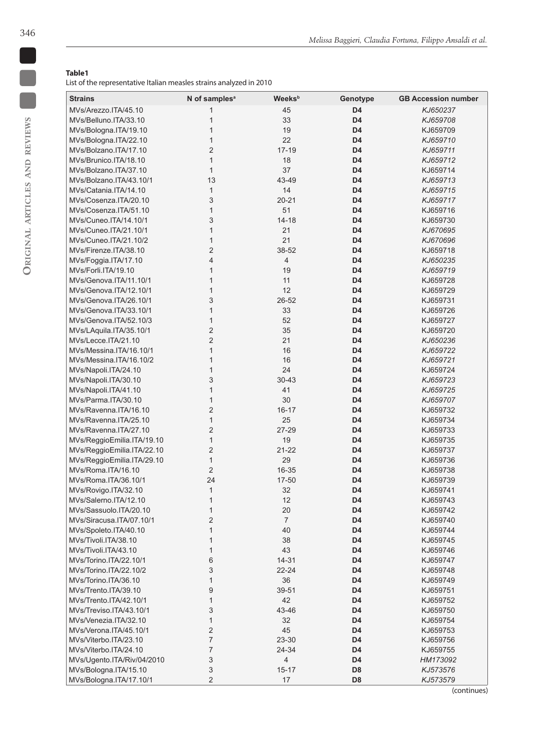**Table1**
List of the representative Italian measles strains analyzed in 2010

| Strains | N of samples[a] | Weeks[b] | Genotype | GB Accession number |
|---|---|---|---|---|
| MVs/Arezzo.ITA/45.10 | 1 | 45 | **D4** | *KJ650237* |
| MVs/Belluno.ITA/33.10 | 1 | 33 | **D4** | *KJ659708* |
| MVs/Bologna.ITA/19.10 | 1 | 19 | **D4** | KJ659709 |
| MVs/Bologna.ITA/22.10 | 1 | 22 | **D4** | *KJ659710* |
| MVs/Bolzano.ITA/17.10 | 2 | 17-19 | **D4** | *KJ659711* |
| MVs/Brunico.ITA/18.10 | 1 | 18 | **D4** | *KJ659712* |
| MVs/Bolzano.ITA/37.10 | 1 | 37 | **D4** | KJ659714 |
| MVs/Bolzano.ITA/43.10/1 | 13 | 43-49 | **D4** | *KJ659713* |
| MVs/Catania.ITA/14.10 | 1 | 14 | **D4** | *KJ659715* |
| MVs/Cosenza.ITA/20.10 | 3 | 20-21 | **D4** | *KJ659717* |
| MVs/Cosenza.ITA/51.10 | 1 | 51 | **D4** | KJ659716 |
| MVs/Cuneo.ITA/14.10/1 | 3 | 14-18 | **D4** | KJ659730 |
| MVs/Cuneo.ITA/21.10/1 | 1 | 21 | **D4** | *KJ670695* |
| MVs/Cuneo.ITA/21.10/2 | 1 | 21 | **D4** | *KJ670696* |
| MVs/Firenze.ITA/38.10 | 2 | 38-52 | **D4** | KJ659718 |
| MVs/Foggia.ITA/17.10 | 4 | 4 | **D4** | *KJ650235* |
| MVs/Forli.ITA/19.10 | 1 | 19 | **D4** | *KJ659719* |
| MVs/Genova.ITA/11.10/1 | 1 | 11 | **D4** | KJ659728 |
| MVs/Genova.ITA/12.10/1 | 1 | 12 | **D4** | KJ659729 |
| MVs/Genova.ITA/26.10/1 | 3 | 26-52 | **D4** | KJ659731 |
| MVs/Genova.ITA/33.10/1 | 1 | 33 | **D4** | KJ659726 |
| MVs/Genova.ITA/52.10/3 | 1 | 52 | **D4** | KJ659727 |
| MVs/LAquila.ITA/35.10/1 | 2 | 35 | **D4** | KJ659720 |
| MVs/Lecce.ITA/21.10 | 2 | 21 | **D4** | *KJ650236* |
| MVs/Messina.ITA/16.10/1 | 1 | 16 | **D4** | *KJ659722* |
| MVs/Messina.ITA/16.10/2 | 1 | 16 | **D4** | *KJ659721* |
| MVs/Napoli.ITA/24.10 | 1 | 24 | **D4** | KJ659724 |
| MVs/Napoli.ITA/30.10 | 3 | 30-43 | **D4** | *KJ659723* |
| MVs/Napoli.ITA/41.10 | 1 | 41 | **D4** | *KJ659725* |
| MVs/Parma.ITA/30.10 | 1 | 30 | **D4** | *KJ659707* |
| MVs/Ravenna.ITA/16.10 | 2 | 16-17 | **D4** | KJ659732 |
| MVs/Ravenna.ITA/25.10 | 1 | 25 | **D4** | KJ659734 |
| MVs/Ravenna.ITA/27.10 | 2 | 27-29 | **D4** | KJ659733 |
| MVs/ReggioEmilia.ITA/19.10 | 1 | 19 | **D4** | KJ659735 |
| MVs/ReggioEmilia.ITA/22.10 | 2 | 21-22 | **D4** | KJ659737 |
| MVs/ReggioEmilia.ITA/29.10 | 1 | 29 | **D4** | KJ659736 |
| MVs/Roma.ITA/16.10 | 2 | 16-35 | **D4** | KJ659738 |
| MVs/Roma.ITA/36.10/1 | 24 | 17-50 | **D4** | KJ659739 |
| MVs/Rovigo.ITA/32.10 | 1 | 32 | **D4** | KJ659741 |
| MVs/Salerno.ITA/12.10 | 1 | 12 | **D4** | KJ659743 |
| MVs/Sassuolo.ITA/20.10 | 1 | 20 | **D4** | KJ659742 |
| MVs/Siracusa.ITA/07.10/1 | 2 | 7 | **D4** | KJ659740 |
| MVs/Spoleto.ITA/40.10 | 1 | 40 | **D4** | KJ659744 |
| MVs/Tivoli.ITA/38.10 | 1 | 38 | **D4** | KJ659745 |
| MVs/Tivoli.ITA/43.10 | 1 | 43 | **D4** | KJ659746 |
| MVs/Torino.ITA/22.10/1 | 6 | 14-31 | **D4** | KJ659747 |
| MVs/Torino.ITA/22.10/2 | 3 | 22-24 | **D4** | KJ659748 |
| MVs/Torino.ITA/36.10 | 1 | 36 | **D4** | KJ659749 |
| MVs/Trento.ITA/39.10 | 9 | 39-51 | **D4** | KJ659751 |
| MVs/Trento.ITA/42.10/1 | 1 | 42 | **D4** | KJ659752 |
| MVs/Treviso.ITA/43.10/1 | 3 | 43-46 | **D4** | KJ659750 |
| MVs/Venezia.ITA/32.10 | 1 | 32 | **D4** | KJ659754 |
| MVs/Verona.ITA/45.10/1 | 2 | 45 | **D4** | KJ659753 |
| MVs/Viterbo.ITA/23.10 | 7 | 23-30 | **D4** | KJ659756 |
| MVs/Viterbo.ITA/24.10 | 7 | 24-34 | **D4** | KJ659755 |
| MVs/Ugento.ITA/Riv/04/2010 | 3 | 4 | **D4** | *HM173092* |
| MVs/Bologna.ITA/15.10 | 3 | 15-17 | **D8** | *KJ573576* |
| MVs/Bologna.ITA/17.10/1 | 2 | 17 | **D8** | *KJ573579* |

(continues)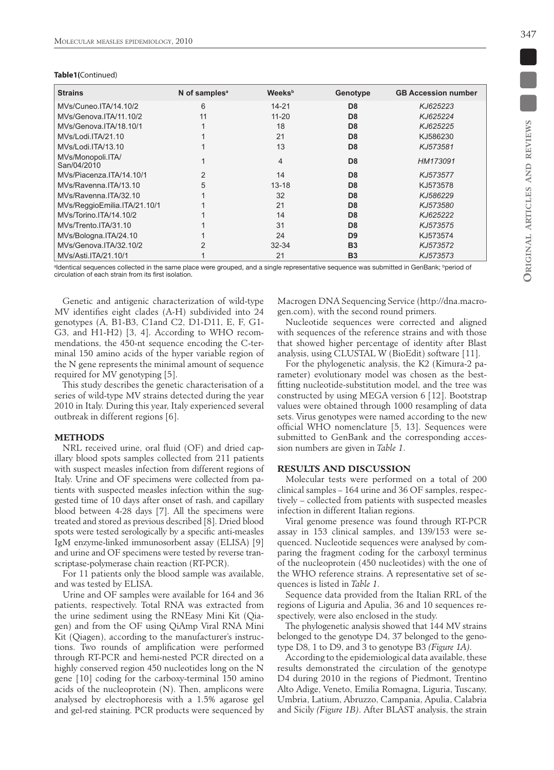**Table1**(Continued)

| Strains | N of samples[a] | Weeks[b] | Genotype | GB Accession number |
|---|---|---|---|---|
| MVs/Cuneo.ITA/14.10/2 | 6 | 14-21 | **D8** | *KJ625223* |
| MVs/Genova.ITA/11.10/2 | 11 | 11-20 | **D8** | *KJ625224* |
| MVs/Genova.ITA/18.10/1 | 1 | 18 | **D8** | *KJ625225* |
| MVs/Lodi.ITA/21.10 | 1 | 21 | **D8** | KJ586230 |
| MVs/Lodi.ITA/13.10 | 1 | 13 | **D8** | *KJ573581* |
| MVs/Monopoli.ITA/ San/04/2010 | 1 | 4 | **D8** | *HM173091* |
| MVs/Piacenza.ITA/14.10/1 | 2 | 14 | **D8** | *KJ573577* |
| MVs/Ravenna.ITA/13.10 | 5 | 13-18 | **D8** | KJ573578 |
| MVs/Ravenna.ITA/32.10 | 1 | 32 | **D8** | *KJ586229* |
| MVs/ReggioEmilia.ITA/21.10/1 | 1 | 21 | **D8** | *KJ573580* |
| MVs/Torino.ITA/14.10/2 | 1 | 14 | **D8** | *KJ625222* |
| MVs/Trento.ITA/31.10 | 1 | 31 | **D8** | *KJ573575* |
| MVs/Bologna.ITA/24.10 | 1 | 24 | **D9** | KJ573574 |
| MVs/Genova.ITA/32.10/2 | 2 | 32-34 | **B3** | *KJ573572* |
| MVs/Asti.ITA/21.10/1 | 1 | 21 | **B3** | *KJ573573* |

[a]Identical sequences collected in the same place were grouped, and a single representative sequence was submitted in GenBank; [b]period of circulation of each strain from its first isolation.

Genetic and antigenic characterization of wild-type MV identifies eight clades (A-H) subdivided into 24 genotypes (A, B1-B3, C1and C2, D1-D11, E, F, G1-G3, and H1-H2) [3, 4]. According to WHO recommendations, the 450-nt sequence encoding the C-terminal 150 amino acids of the hyper variable region of the N gene represents the minimal amount of sequence required for MV genotyping [5].

This study describes the genetic characterisation of a series of wild-type MV strains detected during the year 2010 in Italy. During this year, Italy experienced several outbreak in different regions [6].

## METHODS

NRL received urine, oral fluid (OF) and dried capillary blood spots samples collected from 211 patients with suspect measles infection from different regions of Italy. Urine and OF specimens were collected from patients with suspected measles infection within the suggested time of 10 days after onset of rash, and capillary blood between 4-28 days [7]. All the specimens were treated and stored as previous described [8]. Dried blood spots were tested serologically by a specific anti-measles IgM enzyme-linked immunosorbent assay (ELISA) [9] and urine and OF specimens were tested by reverse transcriptase-polymerase chain reaction (RT-PCR).

For 11 patients only the blood sample was available, and was tested by ELISA.

Urine and OF samples were available for 164 and 36 patients, respectively. Total RNA was extracted from the urine sediment using the RNEasy Mini Kit (Qiagen) and from the OF using QiAmp Viral RNA Mini Kit (Qiagen), according to the manufacturer's instructions. Two rounds of amplification were performed through RT-PCR and hemi-nested PCR directed on a highly conserved region 450 nucleotides long on the N gene [10] coding for the carboxy-terminal 150 amino acids of the nucleoprotein (N). Then, amplicons were analysed by electrophoresis with a 1.5% agarose gel and gel-red staining. PCR products were sequenced by Macrogen DNA Sequencing Service (http://dna.macrogen.com), with the second round primers.

Nucleotide sequences were corrected and aligned with sequences of the reference strains and with those that showed higher percentage of identity after Blast analysis, using CLUSTAL W (BioEdit) software [11].

For the phylogenetic analysis, the K2 (Kimura-2 parameter) evolutionary model was chosen as the best-fitting nucleotide-substitution model, and the tree was constructed by using MEGA version 6 [12]. Bootstrap values were obtained through 1000 resampling of data sets. Virus genotypes were named according to the new official WHO nomenclature [5, 13]. Sequences were submitted to GenBank and the corresponding accession numbers are given in *Table 1*.

## RESULTS AND DISCUSSION

Molecular tests were performed on a total of 200 clinical samples – 164 urine and 36 OF samples, respectively – collected from patients with suspected measles infection in different Italian regions.

Viral genome presence was found through RT-PCR assay in 153 clinical samples, and 139/153 were sequenced. Nucleotide sequences were analysed by comparing the fragment coding for the carboxyl terminus of the nucleoprotein (450 nucleotides) with the one of the WHO reference strains. A representative set of sequences is listed in *Table 1*.

Sequence data provided from the Italian RRL of the regions of Liguria and Apulia, 36 and 10 sequences respectively, were also enclosed in the study.

The phylogenetic analysis showed that 144 MV strains belonged to the genotype D4, 37 belonged to the genotype D8, 1 to D9, and 3 to genotype B3 *(Figure 1A)*.

According to the epidemiological data available, these results demonstrated the circulation of the genotype D4 during 2010 in the regions of Piedmont, Trentino Alto Adige, Veneto, Emilia Romagna, Liguria, Tuscany, Umbria, Latium, Abruzzo, Campania, Apulia, Calabria and Sicily *(Figure 1B)*. After BLAST analysis, the strain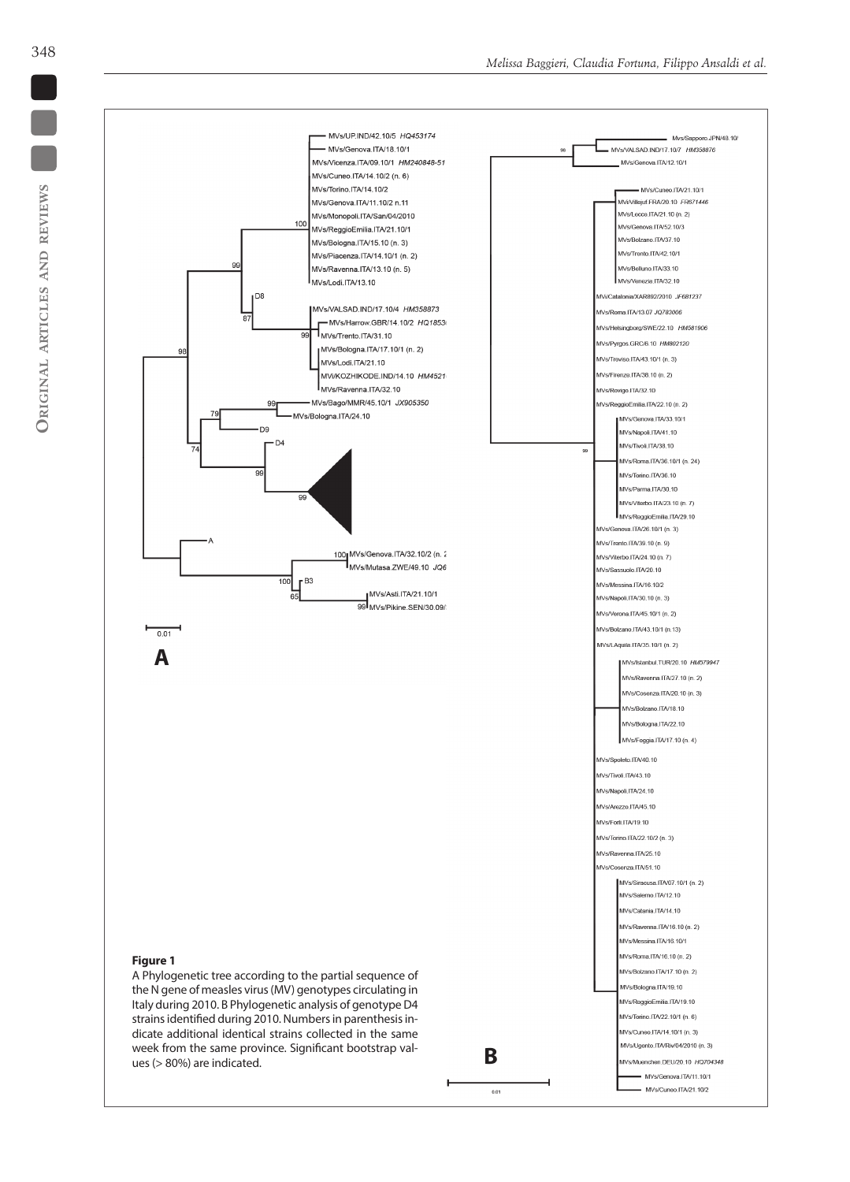MVs/UP.IND/42.10/5 *HQ453174*
MVs/Genova.ITA/18.10/1
MVs/Vicenza.ITA/09.10/1 *HM240848-51*
MVs/Cuneo.ITA/14.10/2 (n. 6)
MVs/Torino.ITA/14.10/2
MVs/Genova.ITA/11.10/2 n.11
MVs/Monopoli.ITA/San/04/2010
MVs/ReggioEmilia.ITA/21.10/1
MVs/Bologna.ITA/15.10 (n. 3)
MVs/Piacenza.ITA/14.10/1 (n. 2)
MVs/Ravenna.ITA/13.10 (n. 5)
MVs/Lodi.ITA/13.10
100
99
D8
87
MVs/VALSAD.IND/17.10/4 *HM358873*
MVs/Harrow.GBR/14.10/2 *HQ1853*
MVs/Trento.ITA/31.10
99
MVs/Bologna.ITA/17.10/1 (n. 2)
MVs/Lodi.ITA/21.10
MVi/KOZHIKODE.IND/14.10 *HM4521*
MVs/Ravenna.ITA/32.10
98
99
MVs/Bago/MMR/45.10/1 *JX905350*
MVs/Bologna.ITA/24.10
79
D9
74
D4
99
99
A
100
MVs/Genova.ITA/32.10/2 (n. 2
MVs/Mutasa.ZWE/49.10 *JQ6*
100
B3
65
MVs/Asti.ITA/21.10/1
99
MVs/Pikine.SEN/30.09/
0.01

**A**

MVs/Sapporo.JPN/48.10/
98
MVs/VALSAD.IND/17.10/7 *HM358876*
MVs/Genova.ITA/12.10/1
MVs/Cuneo.ITA/21.10/1
MVi/Villejuif.FRA/20.10 *FR671446*
MVs/Lecco.ITA/21.10 (n. 2)
MVs/Genova.ITA/52.10/3
MVs/Bolzano.ITA/37.10
MVs/Trento.ITA/42.10/1
MVs/Belluno.ITA/33.10
MVs/Venezia.ITA/32.10
MVi/Catalonia/XAR892/2010 *JF681237*
MVs/Roma.ITA/13.07 *JQ783066*
MVs/Helsingborg/SWE/22.10 *HM581906*
MVs/Pyrgos.GRC/6.10 *HM802120*
MVs/Treviso.ITA/43.10/1 (n. 3)
MVs/Firenze.ITA/38.10 (n. 2)
MVs/Rovigo.ITA/32.10
MVs/ReggioEmilia.ITA/22.10 (n. 2)
MVs/Genova.ITA/33.10/1
MVs/Napoli.ITA/41.10
MVs/Tivoli.ITA/38.10
99
MVs/Roma.ITA/36.10/1 (n. 24)
MVs/Torino.ITA/36.10
MVs/Parma.ITA/30.10
MVs/Viterbo.ITA/23.10 (n. 7)
MVs/ReggioEmilia.ITA/29.10
MVs/Genova.ITA/26.10/1 (n. 3)
MVs/Trento.ITA/39.10 (n. 9)
MVs/Viterbo.ITA/24.10 (n. 7)
MVs/Sassuolo.ITA/20.10
MVs/Messina.ITA/16.10/2
MVs/Napoli.ITA/30.10 (n. 3)
MVs/Verona.ITA/45.10/1 (n. 2)
MVs/Bolzano.ITA/43.10/1 (n.13)
MVs/LAquila.ITA/35.10/1 (n. 2)
MVs/Istanbul.TUR/20.10 *HM579947*
MVs/Ravenna.ITA/27.10 (n. 2)
MVs/Cosenza.ITA/20.10 (n. 3)
MVs/Bolzano.ITA/18.10
MVs/Bologna.ITA/22.10
MVs/Foggia.ITA/17.10 (n. 4)
MVs/Spoleto.ITA/40.10
MVs/Tivoli.ITA/43.10
MVs/Napoli.ITA/24.10
MVs/Arezzo.ITA/45.10
MVs/Forli.ITA/19.10
MVs/Torino.ITA/22.10/2 (n. 3)
MVs/Ravenna.ITA/25.10
MVs/Cosenza.ITA/51.10
MVs/Siracusa.ITA/07.10/1 (n. 2)
MVs/Salerno.ITA/12.10
MVs/Catania.ITA/14.10
MVs/Ravenna.ITA/16.10 (n. 2)
MVs/Messina.ITA/16.10/1
MVs/Roma.ITA/16.10 (n. 2)
MVs/Bolzano.ITA/17.10 (n. 2)
MVs/Bologna.ITA/19.10
MVs/ReggioEmilia.ITA/19.10
MVs/Torino.ITA/22.10/1 (n. 6)
MVs/Cuneo.ITA/14.10/1 (n. 3)
MVs/Ugento.ITA/Riv/04/2010 (n. 3)
MVs/Muenchen.DEU/20.10 *HQ704348*
MVs/Genova.ITA/11.10/1
MVs/Cuneo.ITA/21.10/2
0.01

**B**

**Figure 1**
A Phylogenetic tree according to the partial sequence of the N gene of measles virus (MV) genotypes circulating in Italy during 2010. B Phylogenetic analysis of genotype D4 strains identified during 2010. Numbers in parenthesis indicate additional identical strains collected in the same week from the same province. Significant bootstrap values (> 80%) are indicated.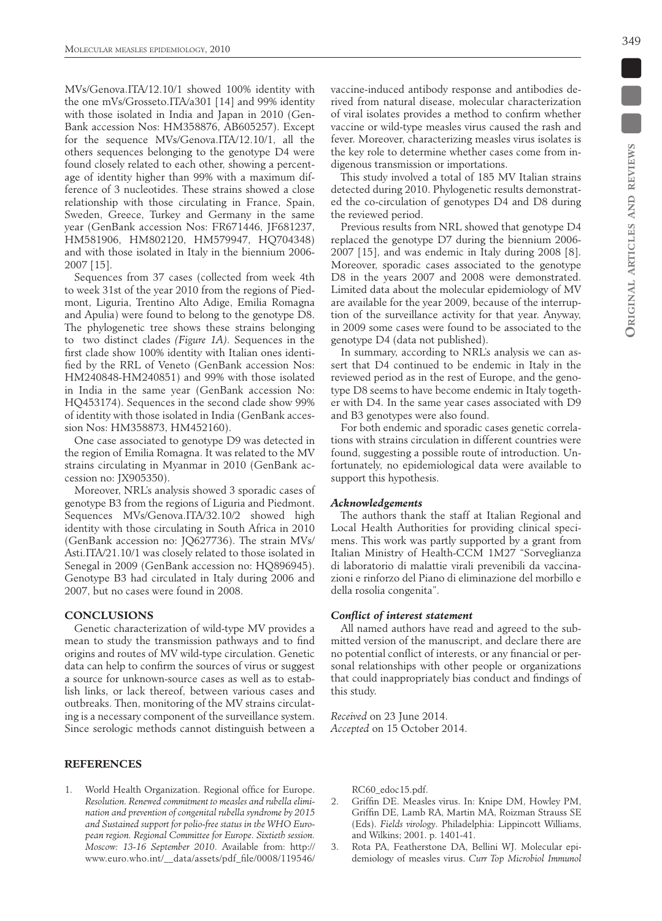MVs/Genova.ITA/12.10/1 showed 100% identity with the one mVs/Grosseto.ITA/a301 [14] and 99% identity with those isolated in India and Japan in 2010 (GenBank accession Nos: HM358876, AB605257). Except for the sequence MVs/Genova.ITA/12.10/1, all the others sequences belonging to the genotype D4 were found closely related to each other, showing a percentage of identity higher than 99% with a maximum difference of 3 nucleotides. These strains showed a close relationship with those circulating in France, Spain, Sweden, Greece, Turkey and Germany in the same year (GenBank accession Nos: FR671446, JF681237, HM581906, HM802120, HM579947, HQ704348) and with those isolated in Italy in the biennium 2006-2007 [15].

Sequences from 37 cases (collected from week 4th to week 31st of the year 2010 from the regions of Piedmont, Liguria, Trentino Alto Adige, Emilia Romagna and Apulia) were found to belong to the genotype D8. The phylogenetic tree shows these strains belonging to two distinct clades *(Figure 1A)*. Sequences in the first clade show 100% identity with Italian ones identified by the RRL of Veneto (GenBank accession Nos: HM240848-HM240851) and 99% with those isolated in India in the same year (GenBank accession No: HQ453174). Sequences in the second clade show 99% of identity with those isolated in India (GenBank accession Nos: HM358873, HM452160).

One case associated to genotype D9 was detected in the region of Emilia Romagna. It was related to the MV strains circulating in Myanmar in 2010 (GenBank accession no: JX905350).

Moreover, NRL's analysis showed 3 sporadic cases of genotype B3 from the regions of Liguria and Piedmont. Sequences MVs/Genova.ITA/32.10/2 showed high identity with those circulating in South Africa in 2010 (GenBank accession no: JQ627736). The strain MVs/Asti.ITA/21.10/1 was closely related to those isolated in Senegal in 2009 (GenBank accession no: HQ896945). Genotype B3 had circulated in Italy during 2006 and 2007, but no cases were found in 2008.

## CONCLUSIONS

Genetic characterization of wild-type MV provides a mean to study the transmission pathways and to find origins and routes of MV wild-type circulation. Genetic data can help to confirm the sources of virus or suggest a source for unknown-source cases as well as to establish links, or lack thereof, between various cases and outbreaks. Then, monitoring of the MV strains circulating is a necessary component of the surveillance system. Since serologic methods cannot distinguish between a vaccine-induced antibody response and antibodies derived from natural disease, molecular characterization of viral isolates provides a method to confirm whether vaccine or wild-type measles virus caused the rash and fever. Moreover, characterizing measles virus isolates is the key role to determine whether cases come from indigenous transmission or importations.

This study involved a total of 185 MV Italian strains detected during 2010. Phylogenetic results demonstrated the co-circulation of genotypes D4 and D8 during the reviewed period.

Previous results from NRL showed that genotype D4 replaced the genotype D7 during the biennium 2006-2007 [15], and was endemic in Italy during 2008 [8]. Moreover, sporadic cases associated to the genotype D8 in the years 2007 and 2008 were demonstrated. Limited data about the molecular epidemiology of MV are available for the year 2009, because of the interruption of the surveillance activity for that year. Anyway, in 2009 some cases were found to be associated to the genotype D4 (data not published).

In summary, according to NRL's analysis we can assert that D4 continued to be endemic in Italy in the reviewed period as in the rest of Europe, and the genotype D8 seems to have become endemic in Italy together with D4. In the same year cases associated with D9 and B3 genotypes were also found.

For both endemic and sporadic cases genetic correlations with strains circulation in different countries were found, suggesting a possible route of introduction. Unfortunately, no epidemiological data were available to support this hypothesis.

### *Acknowledgements*

The authors thank the staff at Italian Regional and Local Health Authorities for providing clinical specimens. This work was partly supported by a grant from Italian Ministry of Health-CCM 1M27 "Sorveglianza di laboratorio di malattie virali prevenibili da vaccinazioni e rinforzo del Piano di eliminazione del morbillo e della rosolia congenita".

### *Conflict of interest statement*

All named authors have read and agreed to the submitted version of the manuscript, and declare there are no potential conflict of interests, or any financial or personal relationships with other people or organizations that could inappropriately bias conduct and findings of this study.

*Received* on 23 June 2014.
*Accepted* on 15 October 2014.

## REFERENCES

1. World Health Organization. Regional office for Europe. *Resolution. Renewed commitment to measles and rubella elimination and prevention of congenital rubella syndrome by 2015 and Sustained support for polio-free status in the WHO European region. Regional Committee for Europe. Sixtieth session. Moscow: 13-16 September 2010*. Available from: http://www.euro.who.int/__data/assets/pdf_file/0008/119546/RC60_edoc15.pdf.
2. Griffin DE. Measles virus. In: Knipe DM, Howley PM, Griffin DE, Lamb RA, Martin MA, Roizman Strauss SE (Eds). *Fields virology*. Philadelphia: Lippincott Williams, and Wilkins; 2001. p. 1401-41.
3. Rota PA, Featherstone DA, Bellini WJ. Molecular epidemiology of measles virus. *Curr Top Microbiol Immunol*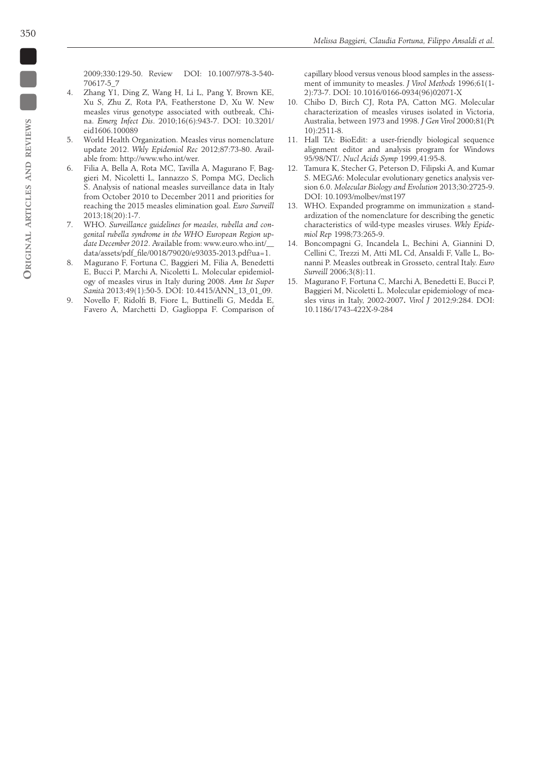2009;330:129-50. Review DOI: 10.1007/978-3-540-70617-5_7

4. Zhang Y1, Ding Z, Wang H, Li L, Pang Y, Brown KE, Xu S, Zhu Z, Rota PA, Featherstone D, Xu W. New measles virus genotype associated with outbreak, China. *Emerg Infect Dis*. 2010;16(6):943-7. DOI: 10.3201/eid1606.100089
5. World Health Organization. Measles virus nomenclature update 2012. *Wkly Epidemiol Rec* 2012;87:73-80. Available from: http://www.who.int/wer.
6. Filia A, Bella A, Rota MC, Tavilla A, Magurano F, Baggieri M, Nicoletti L, Iannazzo S, Pompa MG, Declich S. Analysis of national measles surveillance data in Italy from October 2010 to December 2011 and priorities for reaching the 2015 measles elimination goal. *Euro Surveill* 2013;18(20):1-7.
7. WHO. *Surveillance guidelines for measles, rubella and congenital rubella syndrome in the WHO European Region update December 2012*. Available from: www.euro.who.int/__data/assets/pdf_file/0018/79020/e93035-2013.pdf?ua=1.
8. Magurano F, Fortuna C, Baggieri M, Filia A, Benedetti E, Bucci P, Marchi A, Nicoletti L. Molecular epidemiology of measles virus in Italy during 2008. *Ann Ist Super Sanità* 2013;49(1):50-5. DOI: 10.4415/ANN_13_01_09.
9. Novello F, Ridolfi B, Fiore L, Buttinelli G, Medda E, Favero A, Marchetti D, Gaglioppa F. Comparison of capillary blood versus venous blood samples in the assessment of immunity to measles. *J Virol Methods* 1996;61(1-2):73-7. DOI: 10.1016/0166-0934(96)02071-X
10. Chibo D, Birch CJ, Rota PA, Catton MG. Molecular characterization of measles viruses isolated in Victoria, Australia, between 1973 and 1998. *J Gen Virol* 2000;81(Pt 10):2511-8.
11. Hall TA: BioEdit: a user-friendly biological sequence alignment editor and analysis program for Windows 95/98/NT/. *Nucl Acids Symp* 1999,41:95-8.
12. Tamura K, Stecher G, Peterson D, Filipski A, and Kumar S. MEGA6: Molecular evolutionary genetics analysis version 6.0. *Molecular Biology and Evolution* 2013;30:2725-9. DOI: 10.1093/molbev/mst197
13. WHO. Expanded programme on immunization ± standardization of the nomenclature for describing the genetic characteristics of wild-type measles viruses. *Wkly Epidemiol Rep* 1998;73:265-9.
14. Boncompagni G, Incandela L, Bechini A, Giannini D, Cellini C, Trezzi M, Atti ML Cd, Ansaldi F, Valle L, Bonanni P. Measles outbreak in Grosseto, central Italy. *Euro Surveill* 2006;3(8):11.
15. Magurano F, Fortuna C, Marchi A, Benedetti E, Bucci P, Baggieri M, Nicoletti L. Molecular epidemiology of measles virus in Italy, 2002-2007. *Virol J* 2012;9:284. DOI: 10.1186/1743-422X-9-284